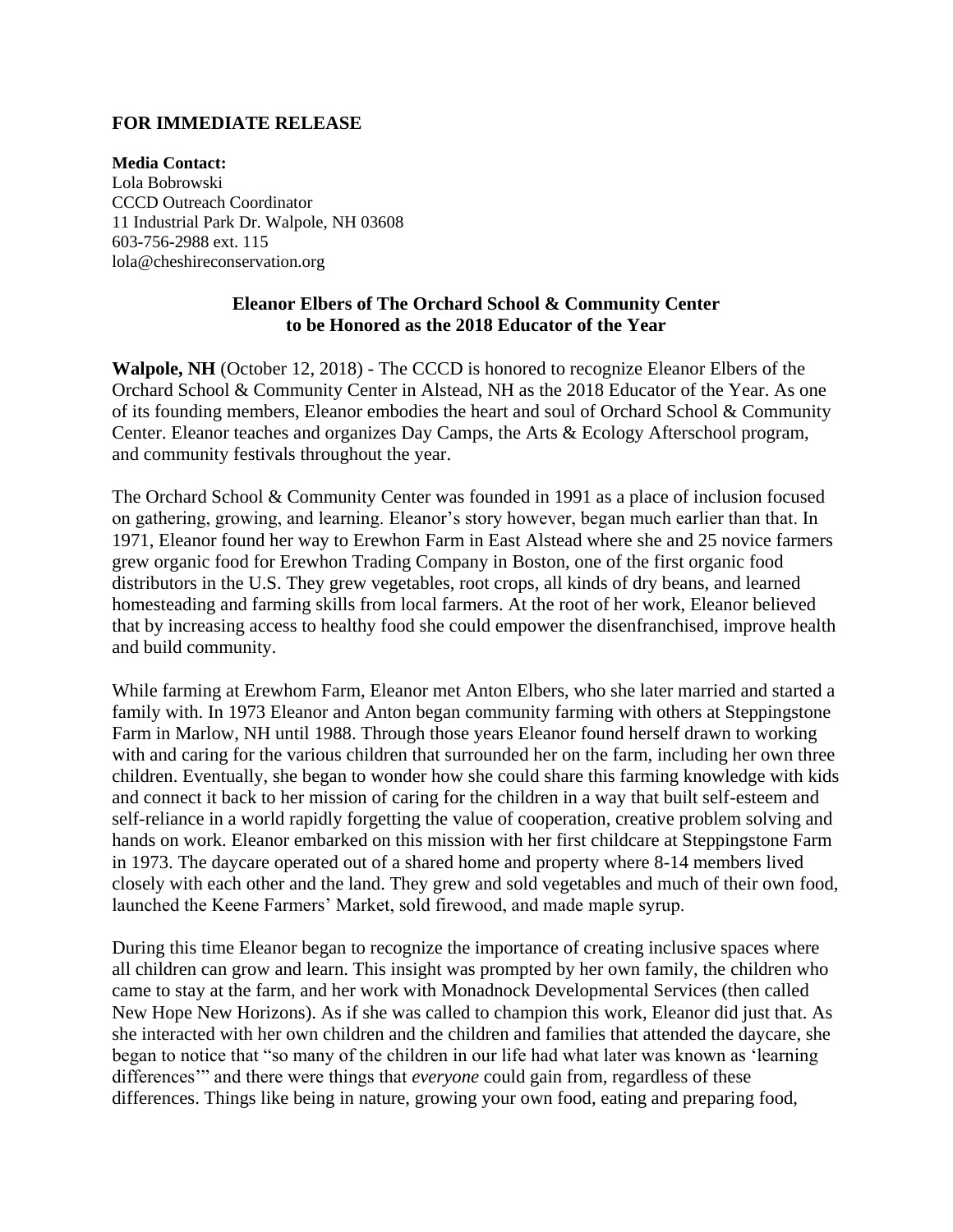**FOR IMMEDIATE RELEASE**

**Media Contact:**
Lola Bobrowski
CCCD Outreach Coordinator
11 Industrial Park Dr. Walpole, NH 03608
603-756-2988 ext. 115
lola@cheshireconservation.org

**Eleanor Elbers of The Orchard School & Community Center to be Honored as the 2018 Educator of the Year**

**Walpole, NH** (October 12, 2018) - The CCCD is honored to recognize Eleanor Elbers of the Orchard School & Community Center in Alstead, NH as the 2018 Educator of the Year. As one of its founding members, Eleanor embodies the heart and soul of Orchard School & Community Center. Eleanor teaches and organizes Day Camps, the Arts & Ecology Afterschool program, and community festivals throughout the year.

The Orchard School & Community Center was founded in 1991 as a place of inclusion focused on gathering, growing, and learning. Eleanor's story however, began much earlier than that. In 1971, Eleanor found her way to Erewhon Farm in East Alstead where she and 25 novice farmers grew organic food for Erewhon Trading Company in Boston, one of the first organic food distributors in the U.S. They grew vegetables, root crops, all kinds of dry beans, and learned homesteading and farming skills from local farmers. At the root of her work, Eleanor believed that by increasing access to healthy food she could empower the disenfranchised, improve health and build community.

While farming at Erewhom Farm, Eleanor met Anton Elbers, who she later married and started a family with. In 1973 Eleanor and Anton began community farming with others at Steppingstone Farm in Marlow, NH until 1988. Through those years Eleanor found herself drawn to working with and caring for the various children that surrounded her on the farm, including her own three children. Eventually, she began to wonder how she could share this farming knowledge with kids and connect it back to her mission of caring for the children in a way that built self-esteem and self-reliance in a world rapidly forgetting the value of cooperation, creative problem solving and hands on work. Eleanor embarked on this mission with her first childcare at Steppingstone Farm in 1973. The daycare operated out of a shared home and property where 8-14 members lived closely with each other and the land. They grew and sold vegetables and much of their own food, launched the Keene Farmers' Market, sold firewood, and made maple syrup.

During this time Eleanor began to recognize the importance of creating inclusive spaces where all children can grow and learn. This insight was prompted by her own family, the children who came to stay at the farm, and her work with Monadnock Developmental Services (then called New Hope New Horizons). As if she was called to champion this work, Eleanor did just that. As she interacted with her own children and the children and families that attended the daycare, she began to notice that "so many of the children in our life had what later was known as 'learning differences'" and there were things that *everyone* could gain from, regardless of these differences. Things like being in nature, growing your own food, eating and preparing food,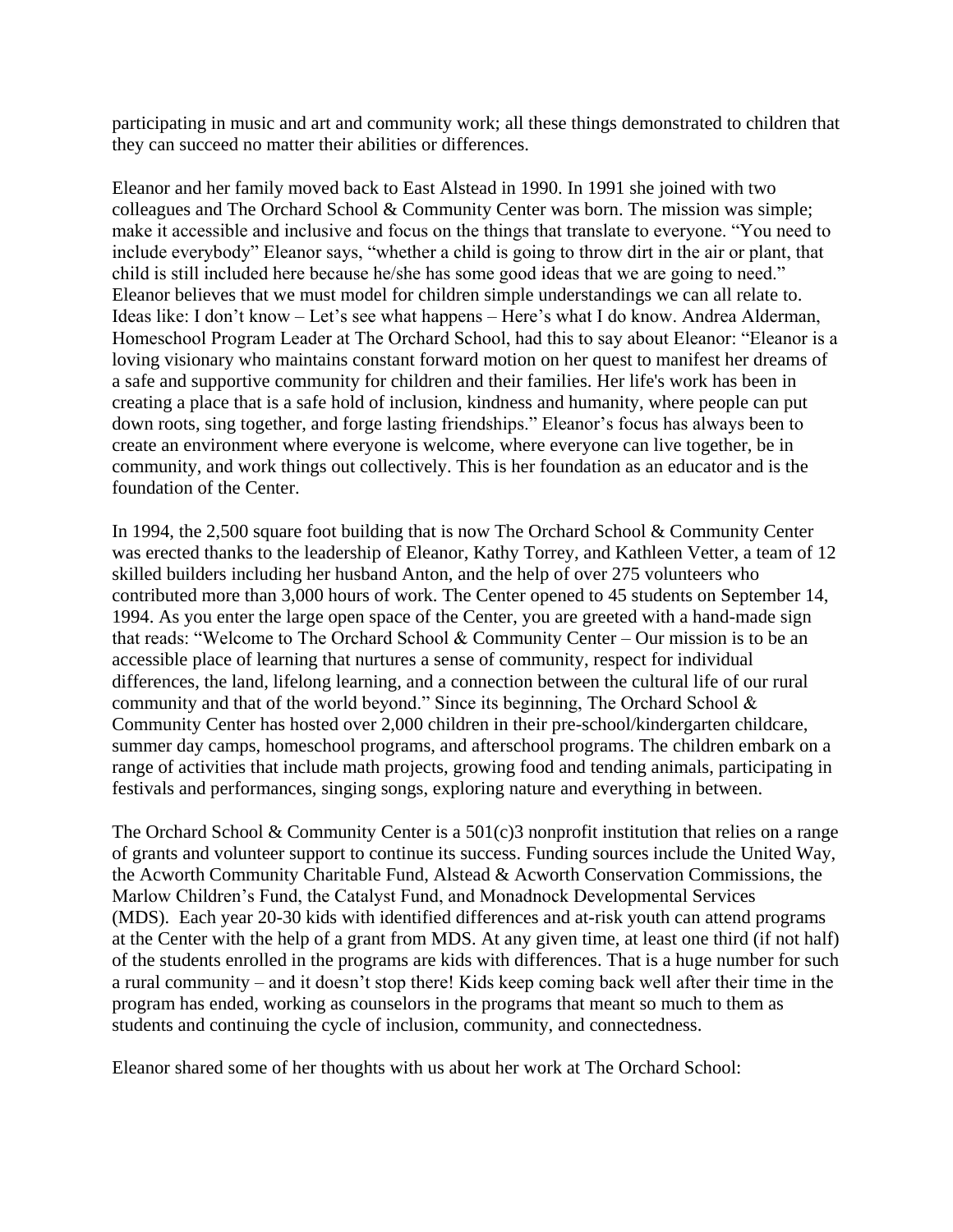participating in music and art and community work; all these things demonstrated to children that they can succeed no matter their abilities or differences.

Eleanor and her family moved back to East Alstead in 1990. In 1991 she joined with two colleagues and The Orchard School & Community Center was born. The mission was simple; make it accessible and inclusive and focus on the things that translate to everyone. "You need to include everybody" Eleanor says, "whether a child is going to throw dirt in the air or plant, that child is still included here because he/she has some good ideas that we are going to need." Eleanor believes that we must model for children simple understandings we can all relate to. Ideas like: I don't know – Let's see what happens – Here's what I do know. Andrea Alderman, Homeschool Program Leader at The Orchard School, had this to say about Eleanor: "Eleanor is a loving visionary who maintains constant forward motion on her quest to manifest her dreams of a safe and supportive community for children and their families. Her life's work has been in creating a place that is a safe hold of inclusion, kindness and humanity, where people can put down roots, sing together, and forge lasting friendships." Eleanor's focus has always been to create an environment where everyone is welcome, where everyone can live together, be in community, and work things out collectively. This is her foundation as an educator and is the foundation of the Center.

In 1994, the 2,500 square foot building that is now The Orchard School & Community Center was erected thanks to the leadership of Eleanor, Kathy Torrey, and Kathleen Vetter, a team of 12 skilled builders including her husband Anton, and the help of over 275 volunteers who contributed more than 3,000 hours of work. The Center opened to 45 students on September 14, 1994. As you enter the large open space of the Center, you are greeted with a hand-made sign that reads: "Welcome to The Orchard School & Community Center – Our mission is to be an accessible place of learning that nurtures a sense of community, respect for individual differences, the land, lifelong learning, and a connection between the cultural life of our rural community and that of the world beyond." Since its beginning, The Orchard School & Community Center has hosted over 2,000 children in their pre-school/kindergarten childcare, summer day camps, homeschool programs, and afterschool programs. The children embark on a range of activities that include math projects, growing food and tending animals, participating in festivals and performances, singing songs, exploring nature and everything in between.

The Orchard School & Community Center is a 501(c)3 nonprofit institution that relies on a range of grants and volunteer support to continue its success. Funding sources include the United Way, the Acworth Community Charitable Fund, Alstead & Acworth Conservation Commissions, the Marlow Children's Fund, the Catalyst Fund, and Monadnock Developmental Services (MDS). Each year 20-30 kids with identified differences and at-risk youth can attend programs at the Center with the help of a grant from MDS. At any given time, at least one third (if not half) of the students enrolled in the programs are kids with differences. That is a huge number for such a rural community – and it doesn't stop there! Kids keep coming back well after their time in the program has ended, working as counselors in the programs that meant so much to them as students and continuing the cycle of inclusion, community, and connectedness.

Eleanor shared some of her thoughts with us about her work at The Orchard School: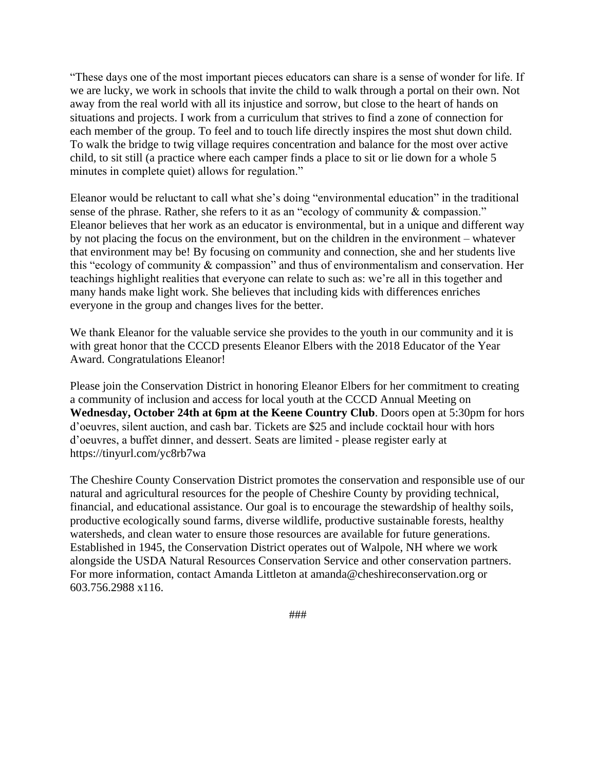"These days one of the most important pieces educators can share is a sense of wonder for life. If we are lucky, we work in schools that invite the child to walk through a portal on their own. Not away from the real world with all its injustice and sorrow, but close to the heart of hands on situations and projects. I work from a curriculum that strives to find a zone of connection for each member of the group. To feel and to touch life directly inspires the most shut down child. To walk the bridge to twig village requires concentration and balance for the most over active child, to sit still (a practice where each camper finds a place to sit or lie down for a whole 5 minutes in complete quiet) allows for regulation."

Eleanor would be reluctant to call what she's doing "environmental education" in the traditional sense of the phrase. Rather, she refers to it as an "ecology of community & compassion." Eleanor believes that her work as an educator is environmental, but in a unique and different way by not placing the focus on the environment, but on the children in the environment – whatever that environment may be! By focusing on community and connection, she and her students live this "ecology of community & compassion" and thus of environmentalism and conservation. Her teachings highlight realities that everyone can relate to such as: we're all in this together and many hands make light work. She believes that including kids with differences enriches everyone in the group and changes lives for the better.

We thank Eleanor for the valuable service she provides to the youth in our community and it is with great honor that the CCCD presents Eleanor Elbers with the 2018 Educator of the Year Award. Congratulations Eleanor!

Please join the Conservation District in honoring Eleanor Elbers for her commitment to creating a community of inclusion and access for local youth at the CCCD Annual Meeting on **Wednesday, October 24th at 6pm at the Keene Country Club**. Doors open at 5:30pm for hors d'oeuvres, silent auction, and cash bar. Tickets are $25 and include cocktail hour with hors d'oeuvres, a buffet dinner, and dessert. Seats are limited - please register early at https://tinyurl.com/yc8rb7wa

The Cheshire County Conservation District promotes the conservation and responsible use of our natural and agricultural resources for the people of Cheshire County by providing technical, financial, and educational assistance. Our goal is to encourage the stewardship of healthy soils, productive ecologically sound farms, diverse wildlife, productive sustainable forests, healthy watersheds, and clean water to ensure those resources are available for future generations. Established in 1945, the Conservation District operates out of Walpole, NH where we work alongside the USDA Natural Resources Conservation Service and other conservation partners. For more information, contact Amanda Littleton at amanda@cheshireconservation.org or 603.756.2988 x116.

###